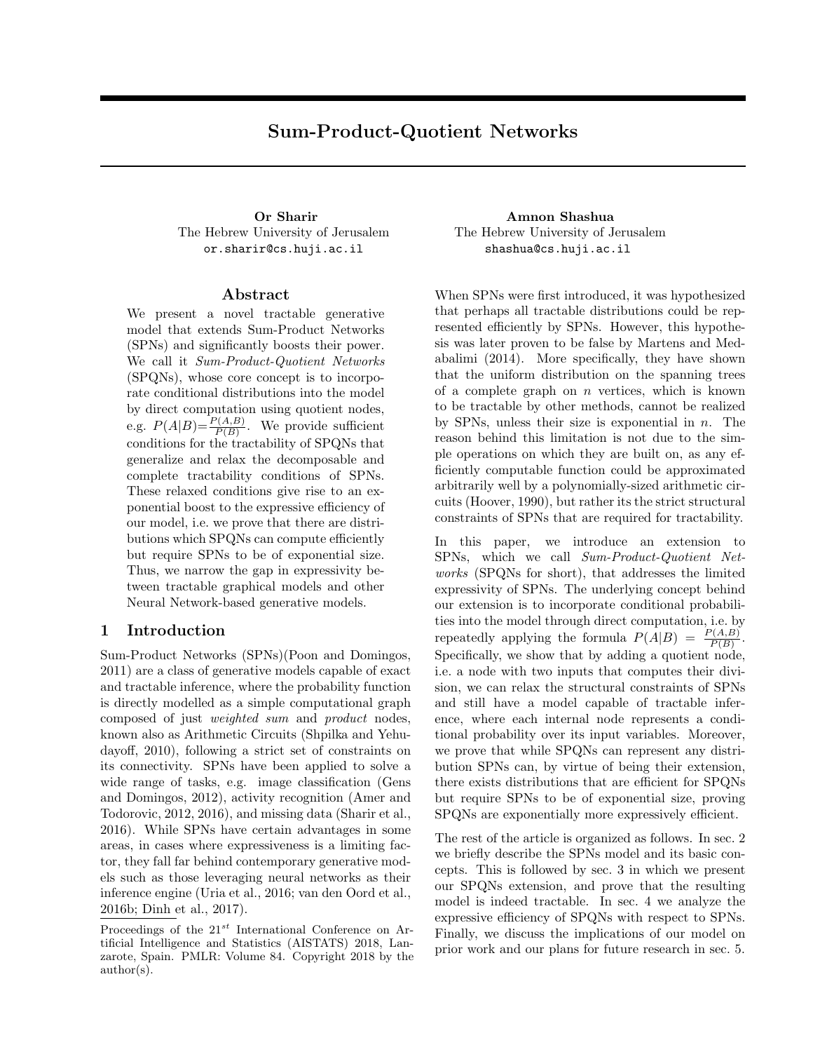# Sum-Product-Quotient Networks

**Or Sharir**
The Hebrew University of Jerusalem
or.sharir@cs.huji.ac.il

**Amnon Shashua**
The Hebrew University of Jerusalem
shashua@cs.huji.ac.il

## Abstract

We present a novel tractable generative model that extends Sum-Product Networks (SPNs) and significantly boosts their power. We call it *Sum-Product-Quotient Networks* (SPQNs), whose core concept is to incorporate conditional distributions into the model by direct computation using quotient nodes, e.g. $P(A|B)=\frac{P(A,B)}{P(B)}$. We provide sufficient conditions for the tractability of SPQNs that generalize and relax the decomposable and complete tractability conditions of SPNs. These relaxed conditions give rise to an exponential boost to the expressive efficiency of our model, i.e. we prove that there are distributions which SPQNs can compute efficiently but require SPNs to be of exponential size. Thus, we narrow the gap in expressivity between tractable graphical models and other Neural Network-based generative models.

## 1 Introduction

Sum-Product Networks (SPNs)(Poon and Domingos, 2011) are a class of generative models capable of exact and tractable inference, where the probability function is directly modelled as a simple computational graph composed of just *weighted sum* and *product* nodes, known also as Arithmetic Circuits (Shpilka and Yehudayoff, 2010), following a strict set of constraints on its connectivity. SPNs have been applied to solve a wide range of tasks, e.g. image classification (Gens and Domingos, 2012), activity recognition (Amer and Todorovic, 2012, 2016), and missing data (Sharir et al., 2016). While SPNs have certain advantages in some areas, in cases where expressiveness is a limiting factor, they fall far behind contemporary generative models such as those leveraging neural networks as their inference engine (Uria et al., 2016; van den Oord et al., 2016b; Dinh et al., 2017).

Proceedings of the $21^{st}$ International Conference on Artificial Intelligence and Statistics (AISTATS) 2018, Lanzarote, Spain. PMLR: Volume 84. Copyright 2018 by the author(s).

When SPNs were first introduced, it was hypothesized that perhaps all tractable distributions could be represented efficiently by SPNs. However, this hypothesis was later proven to be false by Martens and Medabalimi (2014). More specifically, they have shown that the uniform distribution on the spanning trees of a complete graph on $n$ vertices, which is known to be tractable by other methods, cannot be realized by SPNs, unless their size is exponential in $n$. The reason behind this limitation is not due to the simple operations on which they are built on, as any efficiently computable function could be approximated arbitrarily well by a polynomially-sized arithmetic circuits (Hoover, 1990), but rather its the strict structural constraints of SPNs that are required for tractability.

In this paper, we introduce an extension to SPNs, which we call *Sum-Product-Quotient Networks* (SPQNs for short), that addresses the limited expressivity of SPNs. The underlying concept behind our extension is to incorporate conditional probabilities into the model through direct computation, i.e. by repeatedly applying the formula $P(A|B) = \frac{P(A,B)}{P(B)}$. Specifically, we show that by adding a quotient node, i.e. a node with two inputs that computes their division, we can relax the structural constraints of SPNs and still have a model capable of tractable inference, where each internal node represents a conditional probability over its input variables. Moreover, we prove that while SPQNs can represent any distribution SPNs can, by virtue of being their extension, there exists distributions that are efficient for SPQNs but require SPNs to be of exponential size, proving SPQNs are exponentially more expressively efficient.

The rest of the article is organized as follows. In sec. 2 we briefly describe the SPNs model and its basic concepts. This is followed by sec. 3 in which we present our SPQNs extension, and prove that the resulting model is indeed tractable. In sec. 4 we analyze the expressive efficiency of SPQNs with respect to SPNs. Finally, we discuss the implications of our model on prior work and our plans for future research in sec. 5.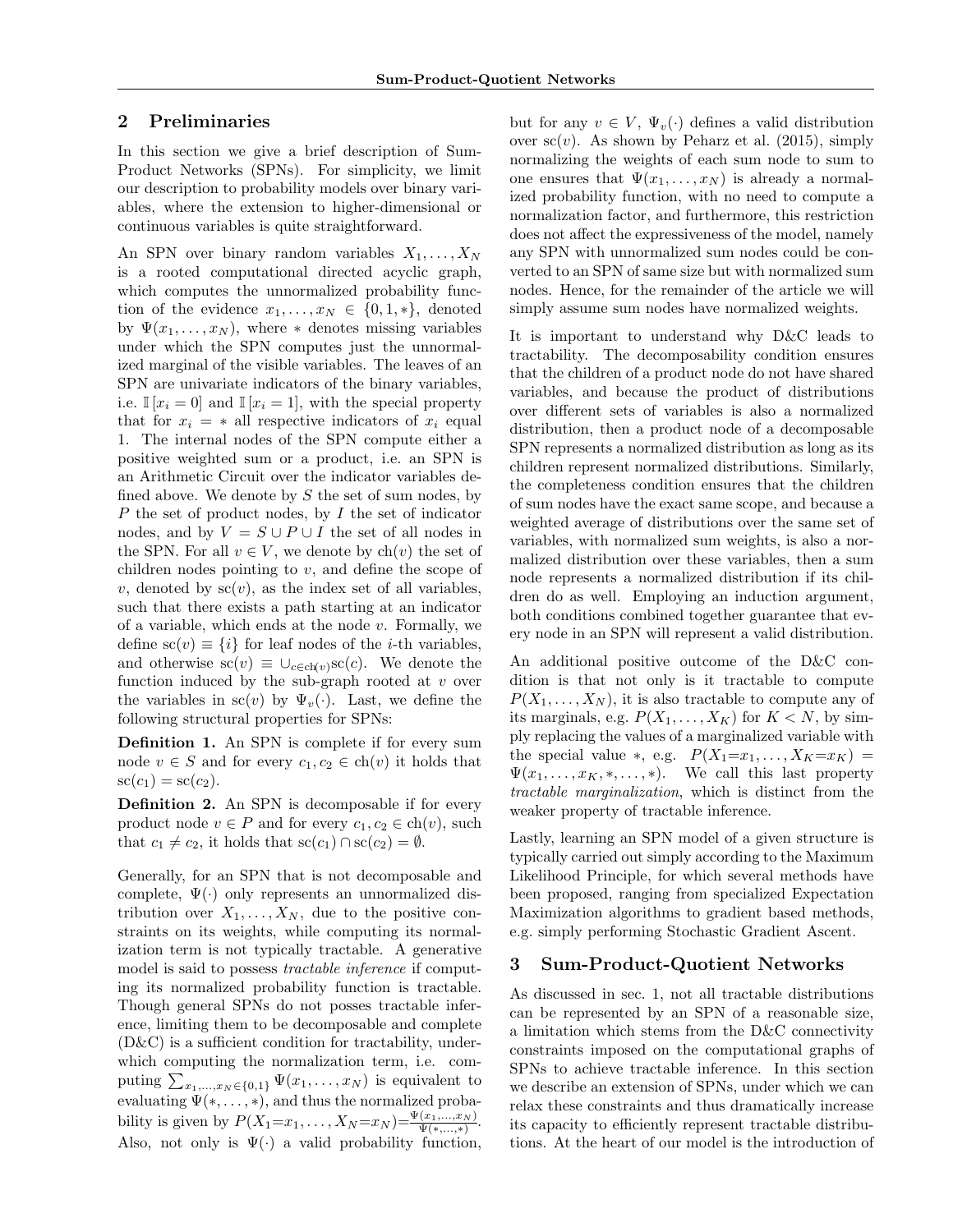## 2 Preliminaries

In this section we give a brief description of Sum-Product Networks (SPNs). For simplicity, we limit our description to probability models over binary variables, where the extension to higher-dimensional or continuous variables is quite straightforward.

An SPN over binary random variables $X_1, \ldots, X_N$ is a rooted computational directed acyclic graph, which computes the unnormalized probability function of the evidence $x_1, \ldots, x_N \in \{0, 1, *\}$, denoted by $\Psi(x_1, \ldots, x_N)$, where $*$ denotes missing variables under which the SPN computes just the unnormalized marginal of the visible variables. The leaves of an SPN are univariate indicators of the binary variables, i.e. $\mathbb{I}[x_i = 0]$ and $\mathbb{I}[x_i = 1]$, with the special property that for $x_i = *$ all respective indicators of $x_i$ equal 1. The internal nodes of the SPN compute either a positive weighted sum or a product, i.e. an SPN is an Arithmetic Circuit over the indicator variables defined above. We denote by $S$ the set of sum nodes, by $P$ the set of product nodes, by $I$ the set of indicator nodes, and by $V = S \cup P \cup I$ the set of all nodes in the SPN. For all $v \in V$, we denote by $\text{ch}(v)$ the set of children nodes pointing to $v$, and define the scope of $v$, denoted by $\text{sc}(v)$, as the index set of all variables, such that there exists a path starting at an indicator of a variable, which ends at the node $v$. Formally, we define $\text{sc}(v) \equiv \{i\}$ for leaf nodes of the $i$-th variables, and otherwise $\text{sc}(v) \equiv \cup_{c \in \text{ch}(v)} \text{sc}(c)$. We denote the function induced by the sub-graph rooted at $v$ over the variables in $\text{sc}(v)$ by $\Psi_v(\cdot)$. Last, we define the following structural properties for SPNs:

**Definition 1.** An SPN is complete if for every sum node $v \in S$ and for every $c_1, c_2 \in \text{ch}(v)$ it holds that $\text{sc}(c_1) = \text{sc}(c_2)$.

**Definition 2.** An SPN is decomposable if for every product node $v \in P$ and for every $c_1, c_2 \in \text{ch}(v)$, such that $c_1 \neq c_2$, it holds that $\text{sc}(c_1) \cap \text{sc}(c_2) = \emptyset$.

Generally, for an SPN that is not decomposable and complete, $\Psi(\cdot)$ only represents an unnormalized distribution over $X_1, \ldots, X_N$, due to the positive constraints on its weights, while computing its normalization term is not typically tractable. A generative model is said to possess *tractable inference* if computing its normalized probability function is tractable. Though general SPNs do not posses tractable inference, limiting them to be decomposable and complete (D&C) is a sufficient condition for tractability, underwhich computing the normalization term, i.e. computing $\sum_{x_1,\ldots,x_N \in \{0,1\}} \Psi(x_1, \ldots, x_N)$ is equivalent to evaluating $\Psi(*, \ldots, *)$, and thus the normalized probability is given by $P(X_1{=}x_1, \ldots, X_N{=}x_N) = \frac{\Psi(x_1,\ldots,x_N)}{\Psi(*,\ldots,*)}$. Also, not only is $\Psi(\cdot)$ a valid probability function, but for any $v \in V$, $\Psi_v(\cdot)$ defines a valid distribution over $\text{sc}(v)$. As shown by Peharz et al. (2015), simply normalizing the weights of each sum node to sum to one ensures that $\Psi(x_1, \ldots, x_N)$ is already a normalized probability function, with no need to compute a normalization factor, and furthermore, this restriction does not affect the expressiveness of the model, namely any SPN with unnormalized sum nodes could be converted to an SPN of same size but with normalized sum nodes. Hence, for the remainder of the article we will simply assume sum nodes have normalized weights.

It is important to understand why D&C leads to tractability. The decomposability condition ensures that the children of a product node do not have shared variables, and because the product of distributions over different sets of variables is also a normalized distribution, then a product node of a decomposable SPN represents a normalized distribution as long as its children represent normalized distributions. Similarly, the completeness condition ensures that the children of sum nodes have the exact same scope, and because a weighted average of distributions over the same set of variables, with normalized sum weights, is also a normalized distribution over these variables, then a sum node represents a normalized distribution if its children do as well. Employing an induction argument, both conditions combined together guarantee that every node in an SPN will represent a valid distribution.

An additional positive outcome of the D&C condition is that not only is it tractable to compute $P(X_1, \ldots, X_N)$, it is also tractable to compute any of its marginals, e.g. $P(X_1, \ldots, X_K)$ for $K < N$, by simply replacing the values of a marginalized variable with the special value $*$, e.g. $P(X_1{=}x_1, \ldots, X_K{=}x_K) = \Psi(x_1, \ldots, x_K, *, \ldots, *)$. We call this last property *tractable marginalization*, which is distinct from the weaker property of tractable inference.

Lastly, learning an SPN model of a given structure is typically carried out simply according to the Maximum Likelihood Principle, for which several methods have been proposed, ranging from specialized Expectation Maximization algorithms to gradient based methods, e.g. simply performing Stochastic Gradient Ascent.

## 3 Sum-Product-Quotient Networks

As discussed in sec. 1, not all tractable distributions can be represented by an SPN of a reasonable size, a limitation which stems from the D&C connectivity constraints imposed on the computational graphs of SPNs to achieve tractable inference. In this section we describe an extension of SPNs, under which we can relax these constraints and thus dramatically increase its capacity to efficiently represent tractable distributions. At the heart of our model is the introduction of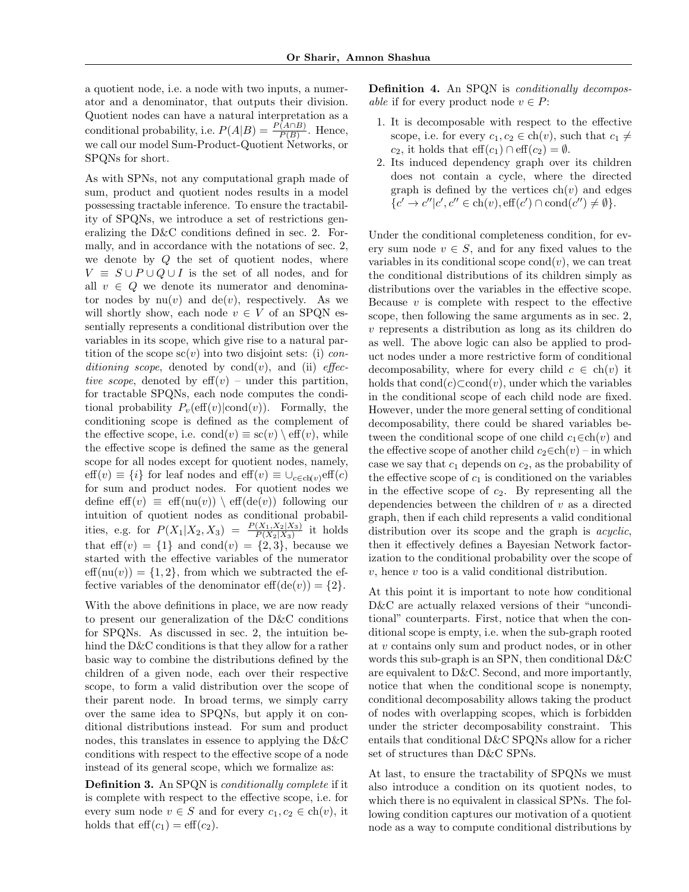a quotient node, i.e. a node with two inputs, a numerator and a denominator, that outputs their division. Quotient nodes can have a natural interpretation as a conditional probability, i.e. $P(A|B) = \frac{P(A \cap B)}{P(B)}$. Hence, we call our model Sum-Product-Quotient Networks, or SPQNs for short.

As with SPNs, not any computational graph made of sum, product and quotient nodes results in a model possessing tractable inference. To ensure the tractability of SPQNs, we introduce a set of restrictions generalizing the D&C conditions defined in sec. 2. Formally, and in accordance with the notations of sec. 2, we denote by $Q$ the set of quotient nodes, where $V \equiv S \cup P \cup Q \cup I$ is the set of all nodes, and for all $v \in Q$ we denote its numerator and denominator nodes by $\text{nu}(v)$ and $\text{de}(v)$, respectively. As we will shortly show, each node $v \in V$ of an SPQN essentially represents a conditional distribution over the variables in its scope, which give rise to a natural partition of the scope $\text{sc}(v)$ into two disjoint sets: (i) *conditioning scope*, denoted by $\text{cond}(v)$, and (ii) *effective scope*, denoted by $\text{eff}(v)$ – under this partition, for tractable SPQNs, each node computes the conditional probability $P_v(\text{eff}(v)|\text{cond}(v))$. Formally, the conditioning scope is defined as the complement of the effective scope, i.e. $\text{cond}(v) \equiv \text{sc}(v) \setminus \text{eff}(v)$, while the effective scope is defined the same as the general scope for all nodes except for quotient nodes, namely, $\text{eff}(v) \equiv \{i\}$ for leaf nodes and $\text{eff}(v) \equiv \cup_{c \in \text{ch}(v)} \text{eff}(c)$ for sum and product nodes. For quotient nodes we define $\text{eff}(v) \equiv \text{eff}(\text{nu}(v)) \setminus \text{eff}(\text{de}(v))$ following our intuition of quotient nodes as conditional probabilities, e.g. for $P(X_1|X_2, X_3) = \frac{P(X_1, X_2|X_3)}{P(X_2|X_3)}$ it holds that $\text{eff}(v) = \{1\}$ and $\text{cond}(v) = \{2, 3\}$, because we started with the effective variables of the numerator $\text{eff}(\text{nu}(v)) = \{1, 2\}$, from which we subtracted the effective variables of the denominator $\text{eff}(\text{de}(v)) = \{2\}$.

With the above definitions in place, we are now ready to present our generalization of the D&C conditions for SPQNs. As discussed in sec. 2, the intuition behind the D&C conditions is that they allow for a rather basic way to combine the distributions defined by the children of a given node, each over their respective scope, to form a valid distribution over the scope of their parent node. In broad terms, we simply carry over the same idea to SPQNs, but apply it on conditional distributions instead. For sum and product nodes, this translates in essence to applying the D&C conditions with respect to the effective scope of a node instead of its general scope, which we formalize as:

**Definition 3.** An SPQN is *conditionally complete* if it is complete with respect to the effective scope, i.e. for every sum node $v \in S$ and for every $c_1, c_2 \in \text{ch}(v)$, it holds that $\text{eff}(c_1) = \text{eff}(c_2)$.

**Definition 4.** An SPQN is *conditionally decomposable* if for every product node $v \in P$:

1. It is decomposable with respect to the effective scope, i.e. for every $c_1, c_2 \in \text{ch}(v)$, such that $c_1 \neq c_2$, it holds that $\text{eff}(c_1) \cap \text{eff}(c_2) = \emptyset$.
2. Its induced dependency graph over its children does not contain a cycle, where the directed graph is defined by the vertices $\text{ch}(v)$ and edges $\{c' \rightarrow c'' | c', c'' \in \text{ch}(v), \text{eff}(c') \cap \text{cond}(c'') \neq \emptyset\}$.

Under the conditional completeness condition, for every sum node $v \in S$, and for any fixed values to the variables in its conditional scope $\text{cond}(v)$, we can treat the conditional distributions of its children simply as distributions over the variables in the effective scope. Because $v$ is complete with respect to the effective scope, then following the same arguments as in sec. 2, $v$ represents a distribution as long as its children do as well. The above logic can also be applied to product nodes under a more restrictive form of conditional decomposability, where for every child $c \in \text{ch}(v)$ it holds that $\text{cond}(c) \subset \text{cond}(v)$, under which the variables in the conditional scope of each child node are fixed. However, under the more general setting of conditional decomposability, there could be shared variables between the conditional scope of one child $c_1 \in \text{ch}(v)$ and the effective scope of another child $c_2 \in \text{ch}(v)$ – in which case we say that $c_1$ depends on $c_2$, as the probability of the effective scope of $c_1$ is conditioned on the variables in the effective scope of $c_2$. By representing all the dependencies between the children of $v$ as a directed graph, then if each child represents a valid conditional distribution over its scope and the graph is *acyclic*, then it effectively defines a Bayesian Network factorization to the conditional probability over the scope of $v$, hence $v$ too is a valid conditional distribution.

At this point it is important to note how conditional D&C are actually relaxed versions of their "unconditional" counterparts. First, notice that when the conditional scope is empty, i.e. when the sub-graph rooted at $v$ contains only sum and product nodes, or in other words this sub-graph is an SPN, then conditional D&C are equivalent to D&C. Second, and more importantly, notice that when the conditional scope is nonempty, conditional decomposability allows taking the product of nodes with overlapping scopes, which is forbidden under the stricter decomposability constraint. This entails that conditional D&C SPQNs allow for a richer set of structures than D&C SPNs.

At last, to ensure the tractability of SPQNs we must also introduce a condition on its quotient nodes, to which there is no equivalent in classical SPNs. The following condition captures our motivation of a quotient node as a way to compute conditional distributions by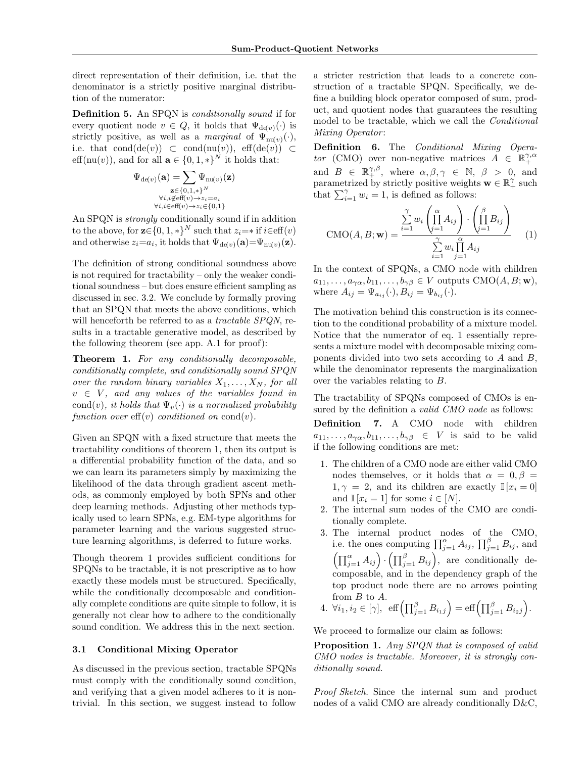direct representation of their definition, i.e. that the denominator is a strictly positive marginal distribution of the numerator:

**Definition 5.** An SPQN is *conditionally sound* if for every quotient node $v \in Q$, it holds that $\Psi_{\text{de}(v)}(\cdot)$ is strictly positive, as well as a *marginal* of $\Psi_{\text{nu}(v)}(\cdot)$, i.e. that $\text{cond}(\text{de}(v)) \subset \text{cond}(\text{nu}(v))$, $\text{eff}(\text{de}(v)) \subset \text{eff}(\text{nu}(v))$, and for all $\mathbf{a} \in \{0,1,*\}^N$ it holds that:

$$\Psi_{\text{de}(v)}(\mathbf{a}) = \sum_{\substack{\mathbf{z}\in\{0,1,*\}^N \\ \forall i, i \notin \text{eff}(v) \to z_i = a_i \\ \forall i, i \in \text{eff}(v) \to z_i \in \{0,1\}}} \Psi_{\text{nu}(v)}(\mathbf{z})$$

An SPQN is *strongly* conditionally sound if in addition to the above, for $\mathbf{z}\in\{0,1,*\}^N$ such that $z_i = *$ if $i \in \text{eff}(v)$ and otherwise $z_i = a_i$, it holds that $\Psi_{\text{de}(v)}(\mathbf{a}) = \Psi_{\text{nu}(v)}(\mathbf{z})$.

The definition of strong conditional soundness above is not required for tractability – only the weaker conditional soundness – but does ensure efficient sampling as discussed in sec. 3.2. We conclude by formally proving that an SPQN that meets the above conditions, which will henceforth be referred to as a *tractable SPQN*, results in a tractable generative model, as described by the following theorem (see app. A.1 for proof):

**Theorem 1.** *For any conditionally decomposable, conditionally complete, and conditionally sound SPQN over the random binary variables $X_1, \ldots, X_N$, for all $v \in V$, and any values of the variables found in $\text{cond}(v)$, it holds that $\Psi_v(\cdot)$ is a normalized probability function over $\text{eff}(v)$ conditioned on $\text{cond}(v)$.*

Given an SPQN with a fixed structure that meets the tractability conditions of theorem 1, then its output is a differential probability function of the data, and so we can learn its parameters simply by maximizing the likelihood of the data through gradient ascent methods, as commonly employed by both SPNs and other deep learning methods. Adjusting other methods typically used to learn SPNs, e.g. EM-type algorithms for parameter learning and the various suggested structure learning algorithms, is deferred to future works.

Though theorem 1 provides sufficient conditions for SPQNs to be tractable, it is not prescriptive as to how exactly these models must be structured. Specifically, while the conditionally decomposable and conditionally complete conditions are quite simple to follow, it is generally not clear how to adhere to the conditionally sound condition. We address this in the next section.

### 3.1 Conditional Mixing Operator

As discussed in the previous section, tractable SPQNs must comply with the conditionally sound condition, and verifying that a given model adheres to it is non-trivial. In this section, we suggest instead to follow a stricter restriction that leads to a concrete construction of a tractable SPQN. Specifically, we define a building block operator composed of sum, product, and quotient nodes that guarantees the resulting model to be tractable, which we call the *Conditional Mixing Operator*:

**Definition 6.** The *Conditional Mixing Operator* (CMO) over non-negative matrices $A \in \mathbb{R}_+^{\gamma,\alpha}$ and $B \in \mathbb{R}_+^{\gamma,\beta}$, where $\alpha, \beta, \gamma \in \mathbb{N}$, $\beta > 0$, and parametrized by strictly positive weights $\mathbf{w} \in \mathbb{R}_+^{\gamma}$ such that $\sum_{i=1}^{\gamma} w_i = 1$, is defined as follows:

$$\text{CMO}(A, B; \mathbf{w}) = \frac{\sum_{i=1}^{\gamma} w_i \left(\prod_{j=1}^{\alpha} A_{ij}\right) \cdot \left(\prod_{j=1}^{\beta} B_{ij}\right)}{\sum_{i=1}^{\gamma} w_i \prod_{j=1}^{\alpha} A_{ij}} \tag{1}$$

In the context of SPQNs, a CMO node with children $a_{11}, \ldots, a_{\gamma\alpha}, b_{11}, \ldots, b_{\gamma\beta} \in V$ outputs $\text{CMO}(A, B; \mathbf{w})$, where $A_{ij} = \Psi_{a_{ij}}(\cdot), B_{ij} = \Psi_{b_{ij}}(\cdot)$.

The motivation behind this construction is its connection to the conditional probability of a mixture model. Notice that the numerator of eq. 1 essentially represents a mixture model with decomposable mixing components divided into two sets according to $A$ and $B$, while the denominator represents the marginalization over the variables relating to $B$.

The tractability of SPQNs composed of CMOs is ensured by the definition a *valid CMO node* as follows:

**Definition 7.** A CMO node with children $a_{11}, \ldots, a_{\gamma\alpha}, b_{11}, \ldots, b_{\gamma\beta} \in V$ is said to be valid if the following conditions are met:

1. The children of a CMO node are either valid CMO nodes themselves, or it holds that $\alpha = 0, \beta = 1, \gamma = 2$, and its children are exactly $\mathbb{I}[x_i = 0]$ and $\mathbb{I}[x_i = 1]$ for some $i \in [N]$.
2. The internal sum nodes of the CMO are conditionally complete.
3. The internal product nodes of the CMO, i.e. the ones computing $\prod_{j=1}^{\alpha} A_{ij}$, $\prod_{j=1}^{\beta} B_{ij}$, and $\left(\prod_{j=1}^{\alpha} A_{ij}\right) \cdot \left(\prod_{j=1}^{\beta} B_{ij}\right)$, are conditionally decomposable, and in the dependency graph of the top product node there are no arrows pointing from $B$ to $A$.
4. $\forall i_1, i_2 \in [\gamma],\ \text{eff}\left(\prod_{j=1}^{\beta} B_{i_1 j}\right) = \text{eff}\left(\prod_{j=1}^{\beta} B_{i_2 j}\right)$.

We proceed to formalize our claim as follows:

**Proposition 1.** *Any SPQN that is composed of valid CMO nodes is tractable. Moreover, it is strongly conditionally sound.*

*Proof Sketch.* Since the internal sum and product nodes of a valid CMO are already conditionally D&C,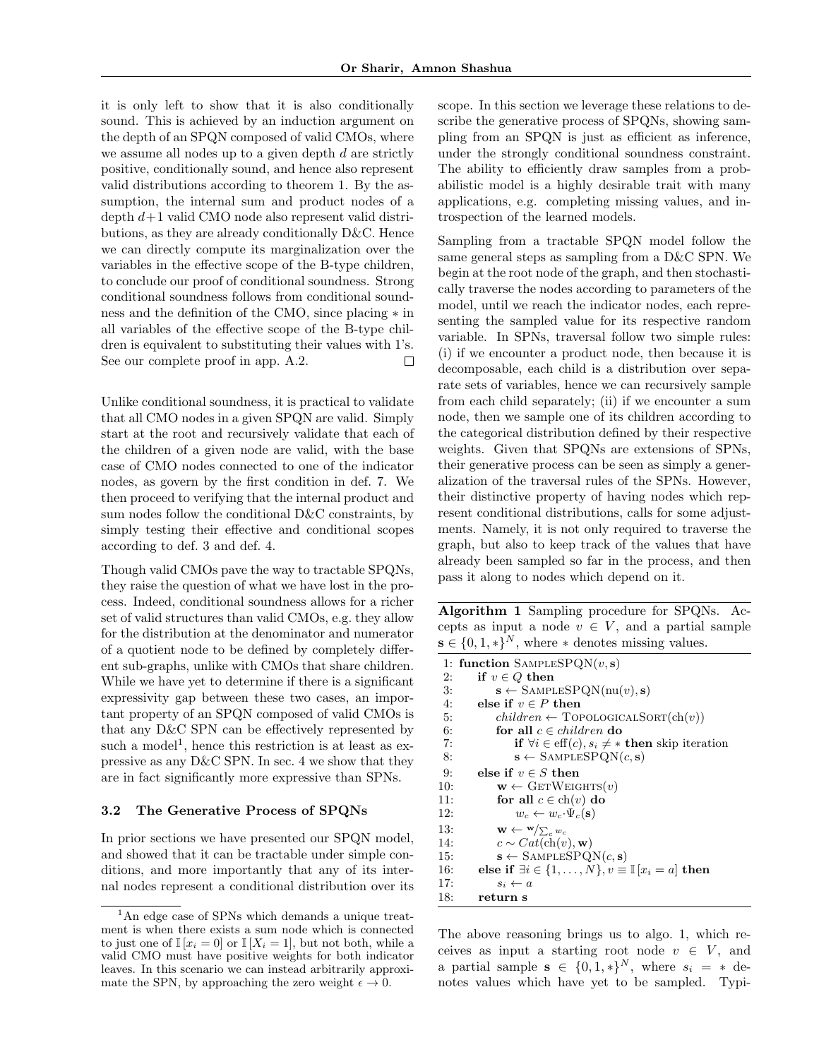it is only left to show that it is also conditionally sound. This is achieved by an induction argument on the depth of an SPQN composed of valid CMOs, where we assume all nodes up to a given depth $d$ are strictly positive, conditionally sound, and hence also represent valid distributions according to theorem 1. By the assumption, the internal sum and product nodes of a depth $d+1$ valid CMO node also represent valid distributions, as they are already conditionally D&C. Hence we can directly compute its marginalization over the variables in the effective scope of the B-type children, to conclude our proof of conditional soundness. Strong conditional soundness follows from conditional soundness and the definition of the CMO, since placing $*$ in all variables of the effective scope of the B-type children is equivalent to substituting their values with 1's. See our complete proof in app. A.2. □

Unlike conditional soundness, it is practical to validate that all CMO nodes in a given SPQN are valid. Simply start at the root and recursively validate that each of the children of a given node are valid, with the base case of CMO nodes connected to one of the indicator nodes, as govern by the first condition in def. 7. We then proceed to verifying that the internal product and sum nodes follow the conditional D&C constraints, by simply testing their effective and conditional scopes according to def. 3 and def. 4.

Though valid CMOs pave the way to tractable SPQNs, they raise the question of what we have lost in the process. Indeed, conditional soundness allows for a richer set of valid structures than valid CMOs, e.g. they allow for the distribution at the denominator and numerator of a quotient node to be defined by completely different sub-graphs, unlike with CMOs that share children. While we have yet to determine if there is a significant expressivity gap between these two cases, an important property of an SPQN composed of valid CMOs is that any D&C SPN can be effectively represented by such a model[1], hence this restriction is at least as expressive as any D&C SPN. In sec. 4 we show that they are in fact significantly more expressive than SPNs.

### 3.2 The Generative Process of SPQNs

In prior sections we have presented our SPQN model, and showed that it can be tractable under simple conditions, and more importantly that any of its internal nodes represent a conditional distribution over its scope. In this section we leverage these relations to describe the generative process of SPQNs, showing sampling from an SPQN is just as efficient as inference, under the strongly conditional soundness constraint. The ability to efficiently draw samples from a probabilistic model is a highly desirable trait with many applications, e.g. completing missing values, and introspection of the learned models.

Sampling from a tractable SPQN model follow the same general steps as sampling from a D&C SPN. We begin at the root node of the graph, and then stochastically traverse the nodes according to parameters of the model, until we reach the indicator nodes, each representing the sampled value for its respective random variable. In SPNs, traversal follow two simple rules: (i) if we encounter a product node, then because it is decomposable, each child is a distribution over separate sets of variables, hence we can recursively sample from each child separately; (ii) if we encounter a sum node, then we sample one of its children according to the categorical distribution defined by their respective weights. Given that SPQNs are extensions of SPNs, their generative process can be seen as simply a generalization of the traversal rules of the SPNs. However, their distinctive property of having nodes which represent conditional distributions, calls for some adjustments. Namely, it is not only required to traverse the graph, but also to keep track of the values that have already been sampled so far in the process, and then pass it along to nodes which depend on it.

**Algorithm 1** Sampling procedure for SPQNs. Accepts as input a node $v \in V$, and a partial sample $\mathbf{s} \in \{0, 1, *\}^N$, where $*$ denotes missing values.

```
 1: function SAMPLESPQN(v, s)
 2:     if v ∈ Q then
 3:         s ← SAMPLESPQN(nu(v), s)
 4:     else if v ∈ P then
 5:         children ← TOPOLOGICALSORT(ch(v))
 6:         for all c ∈ children do
 7:             if ∀i ∈ eff(c), s_i ≠ * then skip iteration
 8:             s ← SAMPLESPQN(c, s)
 9:     else if v ∈ S then
10:         w ← GETWEIGHTS(v)
11:         for all c ∈ ch(v) do
12:             w_c ← w_c · Ψ_c(s)
13:         w ← w / Σ_c w_c
14:         c ~ Cat(ch(v), w)
15:         s ← SAMPLESPQN(c, s)
16:     else if ∃i ∈ {1, ..., N}, v ≡ 𝕀[x_i = a] then
17:         s_i ← a
18:     return s
```

The above reasoning brings us to algo. 1, which receives as input a starting root node $v \in V$, and a partial sample $\mathbf{s} \in \{0, 1, *\}^N$, where $s_i = *$ denotes values which have yet to be sampled. Typi-

[1] An edge case of SPNs which demands a unique treatment is when there exists a sum node which is connected to just one of $\mathbb{I}[x_i = 0]$ or $\mathbb{I}[X_i = 1]$, but not both, while a valid CMO must have positive weights for both indicator leaves. In this scenario we can instead arbitrarily approximate the SPN, by approaching the zero weight $\epsilon \to 0$.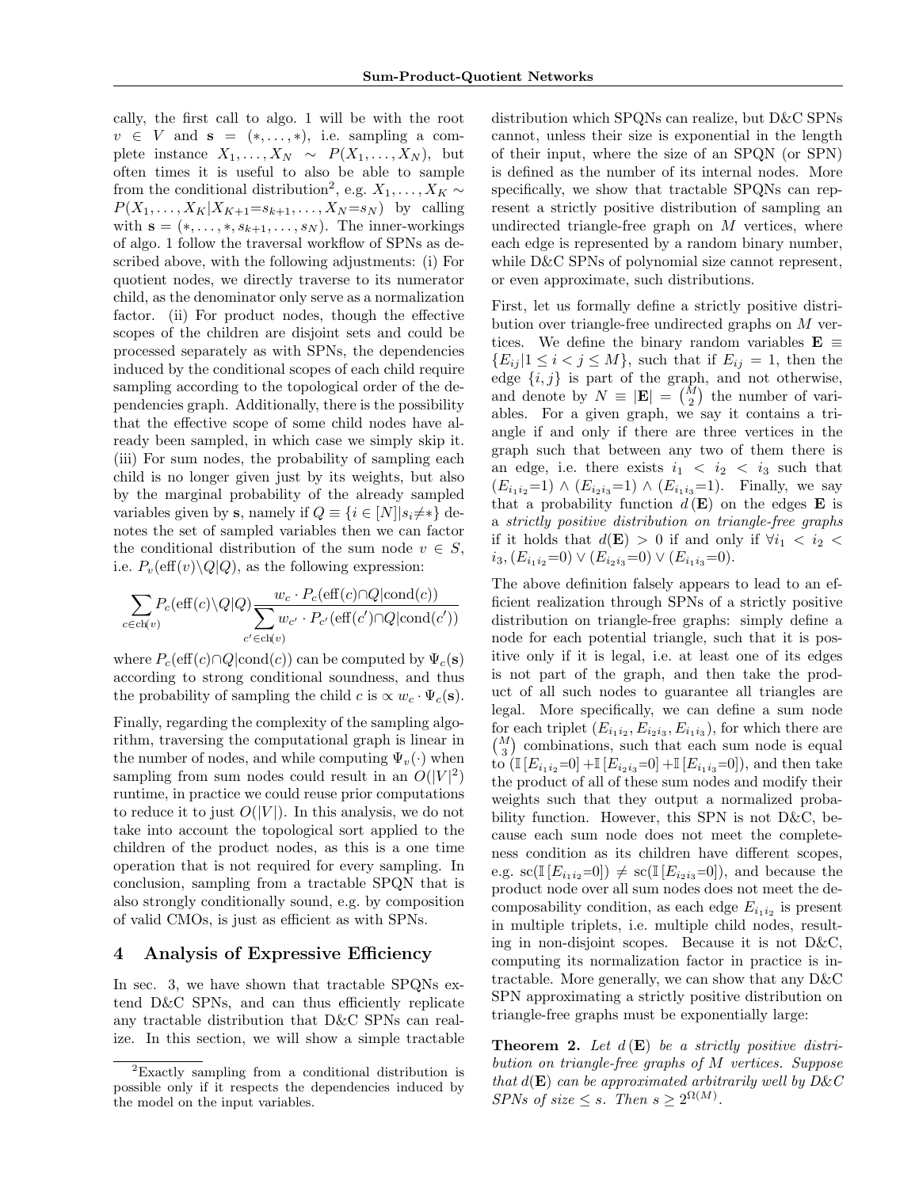cally, the first call to algo. 1 will be with the root $v \in V$ and $\mathbf{s} = (*, \ldots, *)$, i.e. sampling a complete instance $X_1, \ldots, X_N \sim P(X_1, \ldots, X_N)$, but often times it is useful to also be able to sample from the conditional distribution[2], e.g. $X_1, \ldots, X_K \sim P(X_1, \ldots, X_K | X_{K+1}{=}s_{k+1}, \ldots, X_N{=}s_N)$ by calling with $\mathbf{s} = (*, \ldots, *, s_{k+1}, \ldots, s_N)$. The inner-workings of algo. 1 follow the traversal workflow of SPNs as described above, with the following adjustments: (i) For quotient nodes, we directly traverse to its numerator child, as the denominator only serve as a normalization factor. (ii) For product nodes, though the effective scopes of the children are disjoint sets and could be processed separately as with SPNs, the dependencies induced by the conditional scopes of each child require sampling according to the topological order of the dependencies graph. Additionally, there is the possibility that the effective scope of some child nodes have already been sampled, in which case we simply skip it. (iii) For sum nodes, the probability of sampling each child is no longer given just by its weights, but also by the marginal probability of the already sampled variables given by $\mathbf{s}$, namely if $Q \equiv \{i \in [N] | s_i {\neq} *\}$ denotes the set of sampled variables then we can factor the conditional distribution of the sum node $v \in S$, i.e. $P_v(\text{eff}(v) \backslash Q | Q)$, as the following expression:

$$\sum_{c \in \text{ch}(v)} P_c(\text{eff}(c) \backslash Q | Q) \frac{w_c \cdot P_c(\text{eff}(c) \cap Q | \text{cond}(c))}{\sum_{c' \in \text{ch}(v)} w_{c'} \cdot P_{c'}(\text{eff}(c') \cap Q | \text{cond}(c'))}$$

where $P_c(\text{eff}(c) \cap Q | \text{cond}(c))$ can be computed by $\Psi_c(\mathbf{s})$ according to strong conditional soundness, and thus the probability of sampling the child $c$ is $\propto w_c \cdot \Psi_c(\mathbf{s})$.

Finally, regarding the complexity of the sampling algorithm, traversing the computational graph is linear in the number of nodes, and while computing $\Psi_v(\cdot)$ when sampling from sum nodes could result in an $O(|V|^2)$ runtime, in practice we could reuse prior computations to reduce it to just $O(|V|)$. In this analysis, we do not take into account the topological sort applied to the children of the product nodes, as this is a one time operation that is not required for every sampling. In conclusion, sampling from a tractable SPQN that is also strongly conditionally sound, e.g. by composition of valid CMOs, is just as efficient as with SPNs.

## 4 Analysis of Expressive Efficiency

In sec. 3, we have shown that tractable SPQNs extend D&C SPNs, and can thus efficiently replicate any tractable distribution that D&C SPNs can realize. In this section, we will show a simple tractable distribution which SPQNs can realize, but D&C SPNs cannot, unless their size is exponential in the length of their input, where the size of an SPQN (or SPN) is defined as the number of its internal nodes. More specifically, we show that tractable SPQNs can represent a strictly positive distribution of sampling an undirected triangle-free graph on $M$ vertices, where each edge is represented by a random binary number, while D&C SPNs of polynomial size cannot represent, or even approximate, such distributions.

First, let us formally define a strictly positive distribution over triangle-free undirected graphs on $M$ vertices. We define the binary random variables $\mathbf{E} \equiv \{E_{ij} | 1 \leq i < j \leq M\}$, such that if $E_{ij} = 1$, then the edge $\{i, j\}$ is part of the graph, and not otherwise, and denote by $N \equiv |\mathbf{E}| = \binom{M}{2}$ the number of variables. For a given graph, we say it contains a triangle if and only if there are three vertices in the graph such that between any two of them there is an edge, i.e. there exists $i_1 < i_2 < i_3$ such that $(E_{i_1 i_2}{=}1) \wedge (E_{i_2 i_3}{=}1) \wedge (E_{i_1 i_3}{=}1)$. Finally, we say that a probability function $d(\mathbf{E})$ on the edges $\mathbf{E}$ is a *strictly positive distribution on triangle-free graphs* if it holds that $d(\mathbf{E}) > 0$ if and only if $\forall i_1 < i_2 < i_3, (E_{i_1 i_2}{=}0) \vee (E_{i_2 i_3}{=}0) \vee (E_{i_1 i_3}{=}0)$.

The above definition falsely appears to lead to an efficient realization through SPNs of a strictly positive distribution on triangle-free graphs: simply define a node for each potential triangle, such that it is positive only if it is legal, i.e. at least one of its edges is not part of the graph, and then take the product of all such nodes to guarantee all triangles are legal. More specifically, we can define a sum node for each triplet $(E_{i_1 i_2}, E_{i_2 i_3}, E_{i_1 i_3})$, for which there are $\binom{M}{3}$ combinations, such that each sum node is equal to $(\mathbb{I}[E_{i_1 i_2}{=}0] + \mathbb{I}[E_{i_2 i_3}{=}0] + \mathbb{I}[E_{i_1 i_3}{=}0])$, and then take the product of all of these sum nodes and modify their weights such that they output a normalized probability function. However, this SPN is not D&C, because each sum node does not meet the completeness condition as its children have different scopes, e.g. $\text{sc}(\mathbb{I}[E_{i_1 i_2}{=}0]) \neq \text{sc}(\mathbb{I}[E_{i_2 i_3}{=}0])$, and because the product node over all sum nodes does not meet the decomposability condition, as each edge $E_{i_1 i_2}$ is present in multiple triplets, i.e. multiple child nodes, resulting in non-disjoint scopes. Because it is not D&C, computing its normalization factor in practice is intractable. More generally, we can show that any D&C SPN approximating a strictly positive distribution on triangle-free graphs must be exponentially large:

**Theorem 2.** *Let $d(\mathbf{E})$ be a strictly positive distribution on triangle-free graphs of $M$ vertices. Suppose that $d(\mathbf{E})$ can be approximated arbitrarily well by D&C SPNs of size $\leq s$. Then $s \geq 2^{\Omega(M)}$.*

---

[2] Exactly sampling from a conditional distribution is possible only if it respects the dependencies induced by the model on the input variables.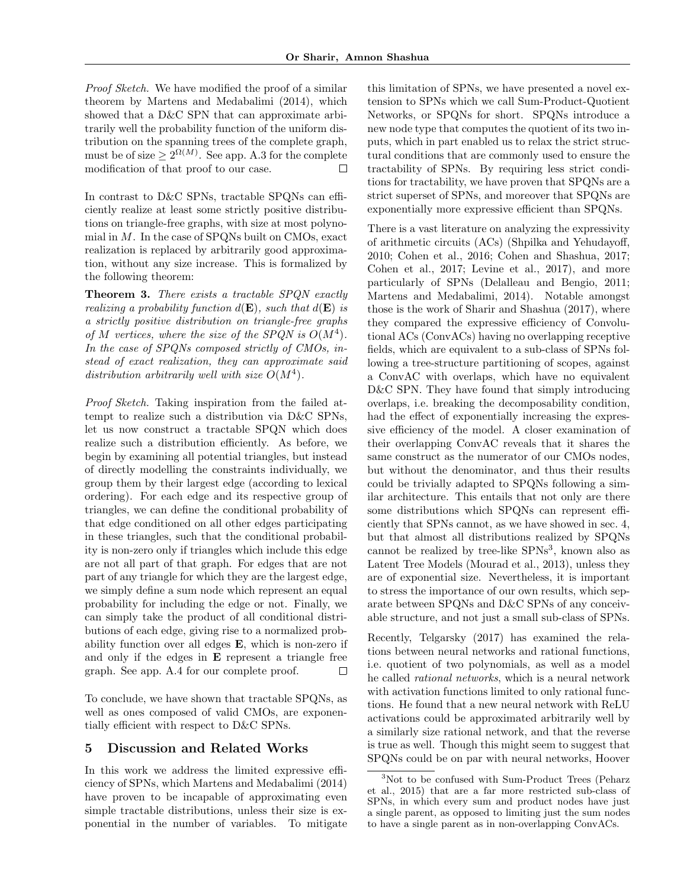*Proof Sketch.* We have modified the proof of a similar theorem by Martens and Medabalimi (2014), which showed that a D&C SPN that can approximate arbitrarily well the probability function of the uniform distribution on the spanning trees of the complete graph, must be of size $\geq 2^{\Omega(M)}$. See app. A.3 for the complete modification of that proof to our case. $\square$

In contrast to D&C SPNs, tractable SPQNs can efficiently realize at least some strictly positive distributions on triangle-free graphs, with size at most polynomial in $M$. In the case of SPQNs built on CMOs, exact realization is replaced by arbitrarily good approximation, without any size increase. This is formalized by the following theorem:

**Theorem 3.** *There exists a tractable SPQN exactly realizing a probability function $d(\mathbf{E})$, such that $d(\mathbf{E})$ is a strictly positive distribution on triangle-free graphs of $M$ vertices, where the size of the SPQN is $O(M^4)$. In the case of SPQNs composed strictly of CMOs, instead of exact realization, they can approximate said distribution arbitrarily well with size $O(M^4)$.*

*Proof Sketch.* Taking inspiration from the failed attempt to realize such a distribution via D&C SPNs, let us now construct a tractable SPQN which does realize such a distribution efficiently. As before, we begin by examining all potential triangles, but instead of directly modelling the constraints individually, we group them by their largest edge (according to lexical ordering). For each edge and its respective group of triangles, we can define the conditional probability of that edge conditioned on all other edges participating in these triangles, such that the conditional probability is non-zero only if triangles which include this edge are not all part of that graph. For edges that are not part of any triangle for which they are the largest edge, we simply define a sum node which represent an equal probability for including the edge or not. Finally, we can simply take the product of all conditional distributions of each edge, giving rise to a normalized probability function over all edges $\mathbf{E}$, which is non-zero if and only if the edges in $\mathbf{E}$ represent a triangle free graph. See app. A.4 for our complete proof. $\square$

To conclude, we have shown that tractable SPQNs, as well as ones composed of valid CMOs, are exponentially efficient with respect to D&C SPNs.

## 5 Discussion and Related Works

In this work we address the limited expressive efficiency of SPNs, which Martens and Medabalimi (2014) have proven to be incapable of approximating even simple tractable distributions, unless their size is exponential in the number of variables. To mitigate this limitation of SPNs, we have presented a novel extension to SPNs which we call Sum-Product-Quotient Networks, or SPQNs for short. SPQNs introduce a new node type that computes the quotient of its two inputs, which in part enabled us to relax the strict structural conditions that are commonly used to ensure the tractability of SPNs. By requiring less strict conditions for tractability, we have proven that SPQNs are a strict superset of SPNs, and moreover that SPQNs are exponentially more expressive efficient than SPQNs.

There is a vast literature on analyzing the expressivity of arithmetic circuits (ACs) (Shpilka and Yehudayoff, 2010; Cohen et al., 2016; Cohen and Shashua, 2017; Cohen et al., 2017; Levine et al., 2017), and more particularly of SPNs (Delalleau and Bengio, 2011; Martens and Medabalimi, 2014). Notable amongst those is the work of Sharir and Shashua (2017), where they compared the expressive efficiency of Convolutional ACs (ConvACs) having no overlapping receptive fields, which are equivalent to a sub-class of SPNs following a tree-structure partitioning of scopes, against a ConvAC with overlaps, which have no equivalent D&C SPN. They have found that simply introducing overlaps, i.e. breaking the decomposability condition, had the effect of exponentially increasing the expressive efficiency of the model. A closer examination of their overlapping ConvAC reveals that it shares the same construct as the numerator of our CMOs nodes, but without the denominator, and thus their results could be trivially adapted to SPQNs following a similar architecture. This entails that not only are there some distributions which SPQNs can represent efficiently that SPNs cannot, as we have showed in sec. 4, but that almost all distributions realized by SPQNs cannot be realized by tree-like SPNs[3], known also as Latent Tree Models (Mourad et al., 2013), unless they are of exponential size. Nevertheless, it is important to stress the importance of our own results, which separate between SPQNs and D&C SPNs of any conceivable structure, and not just a small sub-class of SPNs.

Recently, Telgarsky (2017) has examined the relations between neural networks and rational functions, i.e. quotient of two polynomials, as well as a model he called *rational networks*, which is a neural network with activation functions limited to only rational functions. He found that a new neural network with ReLU activations could be approximated arbitrarily well by a similarly size rational network, and that the reverse is true as well. Though this might seem to suggest that SPQNs could be on par with neural networks, Hoover

[3] Not to be confused with Sum-Product Trees (Peharz et al., 2015) that are a far more restricted sub-class of SPNs, in which every sum and product nodes have just a single parent, as opposed to limiting just the sum nodes to have a single parent as in non-overlapping ConvACs.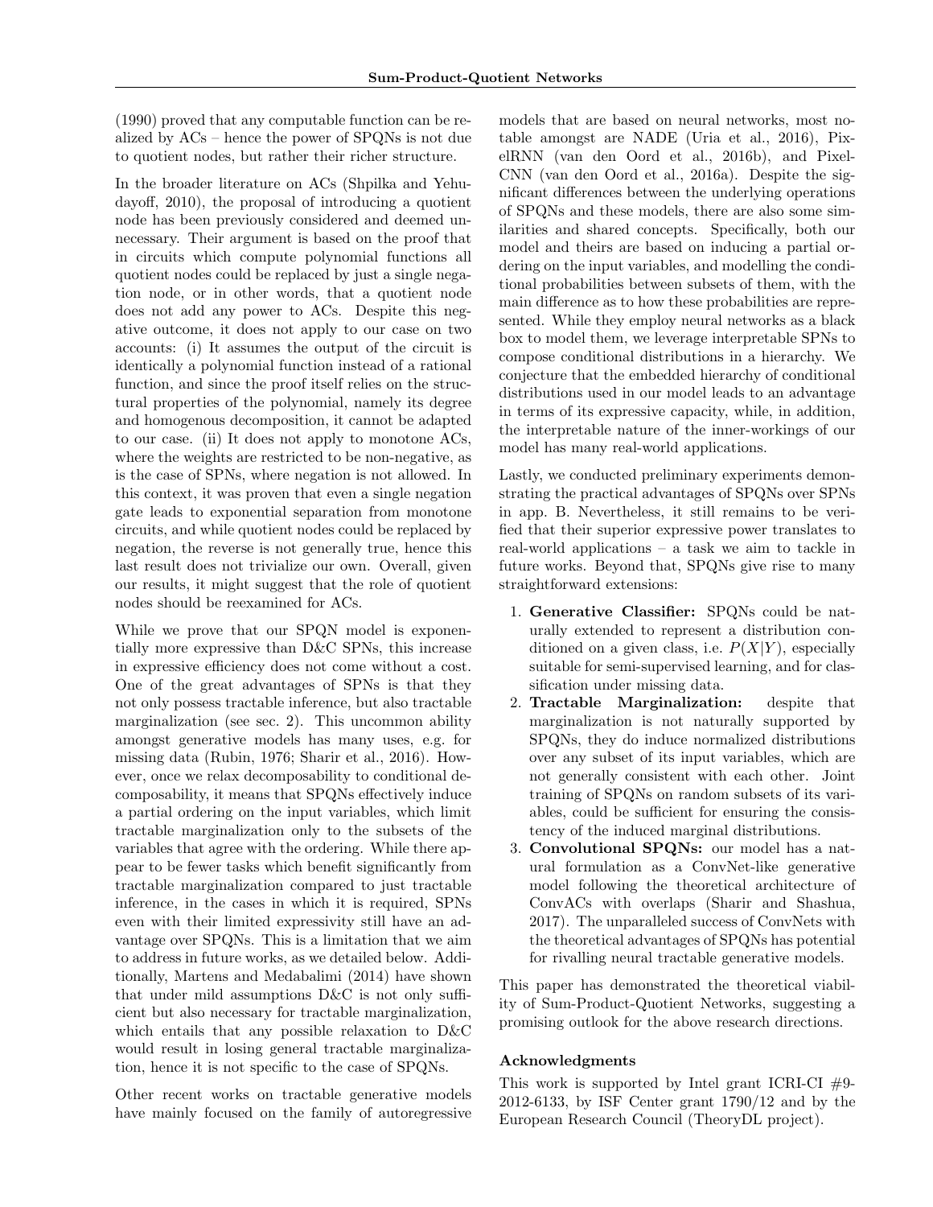(1990) proved that any computable function can be realized by ACs – hence the power of SPQNs is not due to quotient nodes, but rather their richer structure.

In the broader literature on ACs (Shpilka and Yehudayoff, 2010), the proposal of introducing a quotient node has been previously considered and deemed unnecessary. Their argument is based on the proof that in circuits which compute polynomial functions all quotient nodes could be replaced by just a single negation node, or in other words, that a quotient node does not add any power to ACs. Despite this negative outcome, it does not apply to our case on two accounts: (i) It assumes the output of the circuit is identically a polynomial function instead of a rational function, and since the proof itself relies on the structural properties of the polynomial, namely its degree and homogenous decomposition, it cannot be adapted to our case. (ii) It does not apply to monotone ACs, where the weights are restricted to be non-negative, as is the case of SPNs, where negation is not allowed. In this context, it was proven that even a single negation gate leads to exponential separation from monotone circuits, and while quotient nodes could be replaced by negation, the reverse is not generally true, hence this last result does not trivialize our own. Overall, given our results, it might suggest that the role of quotient nodes should be reexamined for ACs.

While we prove that our SPQN model is exponentially more expressive than D&C SPNs, this increase in expressive efficiency does not come without a cost. One of the great advantages of SPNs is that they not only possess tractable inference, but also tractable marginalization (see sec. 2). This uncommon ability amongst generative models has many uses, e.g. for missing data (Rubin, 1976; Sharir et al., 2016). However, once we relax decomposability to conditional decomposability, it means that SPQNs effectively induce a partial ordering on the input variables, which limit tractable marginalization only to the subsets of the variables that agree with the ordering. While there appear to be fewer tasks which benefit significantly from tractable marginalization compared to just tractable inference, in the cases in which it is required, SPNs even with their limited expressivity still have an advantage over SPQNs. This is a limitation that we aim to address in future works, as we detailed below. Additionally, Martens and Medabalimi (2014) have shown that under mild assumptions D&C is not only sufficient but also necessary for tractable marginalization, which entails that any possible relaxation to D&C would result in losing general tractable marginalization, hence it is not specific to the case of SPQNs.

Other recent works on tractable generative models have mainly focused on the family of autoregressive models that are based on neural networks, most notable amongst are NADE (Uria et al., 2016), PixelRNN (van den Oord et al., 2016b), and PixelCNN (van den Oord et al., 2016a). Despite the significant differences between the underlying operations of SPQNs and these models, there are also some similarities and shared concepts. Specifically, both our model and theirs are based on inducing a partial ordering on the input variables, and modelling the conditional probabilities between subsets of them, with the main difference as to how these probabilities are represented. While they employ neural networks as a black box to model them, we leverage interpretable SPNs to compose conditional distributions in a hierarchy. We conjecture that the embedded hierarchy of conditional distributions used in our model leads to an advantage in terms of its expressive capacity, while, in addition, the interpretable nature of the inner-workings of our model has many real-world applications.

Lastly, we conducted preliminary experiments demonstrating the practical advantages of SPQNs over SPNs in app. B. Nevertheless, it still remains to be verified that their superior expressive power translates to real-world applications – a task we aim to tackle in future works. Beyond that, SPQNs give rise to many straightforward extensions:

1. **Generative Classifier:** SPQNs could be naturally extended to represent a distribution conditioned on a given class, i.e. $P(X|Y)$, especially suitable for semi-supervised learning, and for classification under missing data.
2. **Tractable Marginalization:** despite that marginalization is not naturally supported by SPQNs, they do induce normalized distributions over any subset of its input variables, which are not generally consistent with each other. Joint training of SPQNs on random subsets of its variables, could be sufficient for ensuring the consistency of the induced marginal distributions.
3. **Convolutional SPQNs:** our model has a natural formulation as a ConvNet-like generative model following the theoretical architecture of ConvACs with overlaps (Sharir and Shashua, 2017). The unparalleled success of ConvNets with the theoretical advantages of SPQNs has potential for rivalling neural tractable generative models.

This paper has demonstrated the theoretical viability of Sum-Product-Quotient Networks, suggesting a promising outlook for the above research directions.

### Acknowledgments

This work is supported by Intel grant ICRI-CI #9-2012-6133, by ISF Center grant 1790/12 and by the European Research Council (TheoryDL project).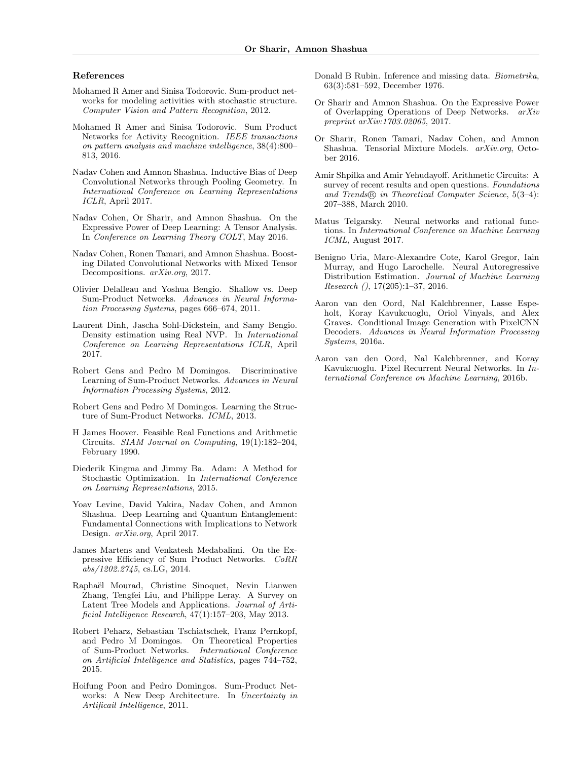## References

Mohamed R Amer and Sinisa Todorovic. Sum-product networks for modeling activities with stochastic structure. *Computer Vision and Pattern Recognition*, 2012.

Mohamed R Amer and Sinisa Todorovic. Sum Product Networks for Activity Recognition. *IEEE transactions on pattern analysis and machine intelligence*, 38(4):800–813, 2016.

Nadav Cohen and Amnon Shashua. Inductive Bias of Deep Convolutional Networks through Pooling Geometry. In *International Conference on Learning Representations ICLR*, April 2017.

Nadav Cohen, Or Sharir, and Amnon Shashua. On the Expressive Power of Deep Learning: A Tensor Analysis. In *Conference on Learning Theory COLT*, May 2016.

Nadav Cohen, Ronen Tamari, and Amnon Shashua. Boosting Dilated Convolutional Networks with Mixed Tensor Decompositions. *arXiv.org*, 2017.

Olivier Delalleau and Yoshua Bengio. Shallow vs. Deep Sum-Product Networks. *Advances in Neural Information Processing Systems*, pages 666–674, 2011.

Laurent Dinh, Jascha Sohl-Dickstein, and Samy Bengio. Density estimation using Real NVP. In *International Conference on Learning Representations ICLR*, April 2017.

Robert Gens and Pedro M Domingos. Discriminative Learning of Sum-Product Networks. *Advances in Neural Information Processing Systems*, 2012.

Robert Gens and Pedro M Domingos. Learning the Structure of Sum-Product Networks. *ICML*, 2013.

H James Hoover. Feasible Real Functions and Arithmetic Circuits. *SIAM Journal on Computing*, 19(1):182–204, February 1990.

Diederik Kingma and Jimmy Ba. Adam: A Method for Stochastic Optimization. In *International Conference on Learning Representations*, 2015.

Yoav Levine, David Yakira, Nadav Cohen, and Amnon Shashua. Deep Learning and Quantum Entanglement: Fundamental Connections with Implications to Network Design. *arXiv.org*, April 2017.

James Martens and Venkatesh Medabalimi. On the Expressive Efficiency of Sum Product Networks. *CoRR abs/1202.2745*, cs.LG, 2014.

Raphaël Mourad, Christine Sinoquet, Nevin Lianwen Zhang, Tengfei Liu, and Philippe Leray. A Survey on Latent Tree Models and Applications. *Journal of Artificial Intelligence Research*, 47(1):157–203, May 2013.

Robert Peharz, Sebastian Tschiatschek, Franz Pernkopf, and Pedro M Domingos. On Theoretical Properties of Sum-Product Networks. *International Conference on Artificial Intelligence and Statistics*, pages 744–752, 2015.

Hoifung Poon and Pedro Domingos. Sum-Product Networks: A New Deep Architecture. In *Uncertainty in Artificail Intelligence*, 2011.

Donald B Rubin. Inference and missing data. *Biometrika*, 63(3):581–592, December 1976.

Or Sharir and Amnon Shashua. On the Expressive Power of Overlapping Operations of Deep Networks. *arXiv preprint arXiv:1703.02065*, 2017.

Or Sharir, Ronen Tamari, Nadav Cohen, and Amnon Shashua. Tensorial Mixture Models. *arXiv.org*, October 2016.

Amir Shpilka and Amir Yehudayoff. Arithmetic Circuits: A survey of recent results and open questions. *Foundations and Trends® in Theoretical Computer Science*, 5(3–4): 207–388, March 2010.

Matus Telgarsky. Neural networks and rational functions. In *International Conference on Machine Learning ICML*, August 2017.

Benigno Uria, Marc-Alexandre Cote, Karol Gregor, Iain Murray, and Hugo Larochelle. Neural Autoregressive Distribution Estimation. *Journal of Machine Learning Research ()*, 17(205):1–37, 2016.

Aaron van den Oord, Nal Kalchbrenner, Lasse Espeholt, Koray Kavukcuoglu, Oriol Vinyals, and Alex Graves. Conditional Image Generation with PixelCNN Decoders. *Advances in Neural Information Processing Systems*, 2016a.

Aaron van den Oord, Nal Kalchbrenner, and Koray Kavukcuoglu. Pixel Recurrent Neural Networks. In *International Conference on Machine Learning*, 2016b.